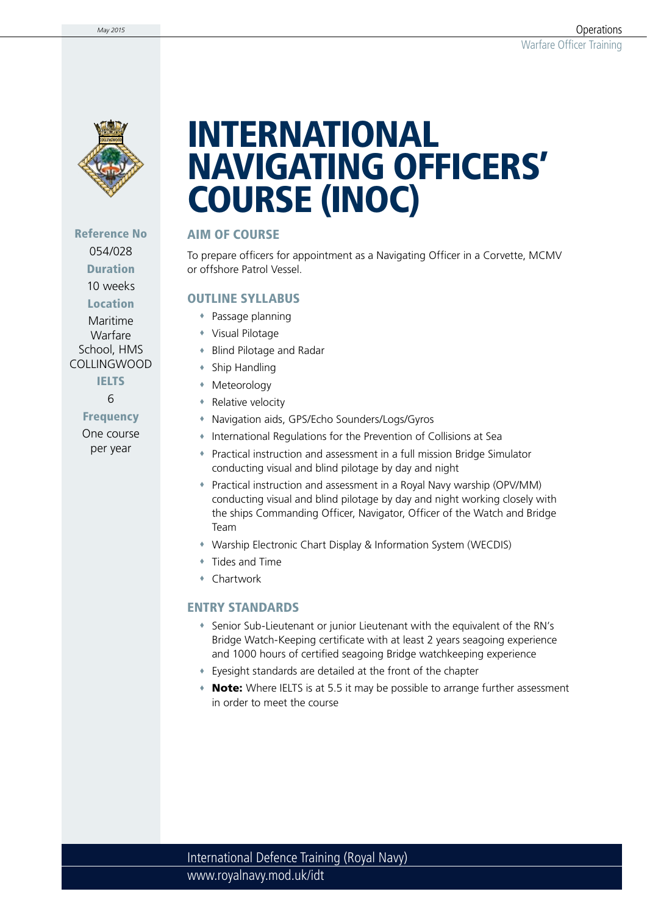# INTERNATIONAL NAVIGATING OFFICERS' COURSE (INOC)

**Reference No**
054/028

**Duration**
10 weeks

**Location**
Maritime Warfare School, HMS COLLINGWOOD

**IELTS**
6

**Frequency**
One course per year

## AIM OF COURSE

To prepare officers for appointment as a Navigating Officer in a Corvette, MCMV or offshore Patrol Vessel.

## OUTLINE SYLLABUS

- Passage planning
- Visual Pilotage
- Blind Pilotage and Radar
- Ship Handling
- Meteorology
- Relative velocity
- Navigation aids, GPS/Echo Sounders/Logs/Gyros
- International Regulations for the Prevention of Collisions at Sea
- Practical instruction and assessment in a full mission Bridge Simulator conducting visual and blind pilotage by day and night
- Practical instruction and assessment in a Royal Navy warship (OPV/MM) conducting visual and blind pilotage by day and night working closely with the ships Commanding Officer, Navigator, Officer of the Watch and Bridge Team
- Warship Electronic Chart Display & Information System (WECDIS)
- Tides and Time
- Chartwork

## ENTRY STANDARDS

- Senior Sub-Lieutenant or junior Lieutenant with the equivalent of the RN's Bridge Watch-Keeping certificate with at least 2 years seagoing experience and 1000 hours of certified seagoing Bridge watchkeeping experience
- Eyesight standards are detailed at the front of the chapter
- **Note:** Where IELTS is at 5.5 it may be possible to arrange further assessment in order to meet the course

International Defence Training (Royal Navy)
www.royalnavy.mod.uk/idt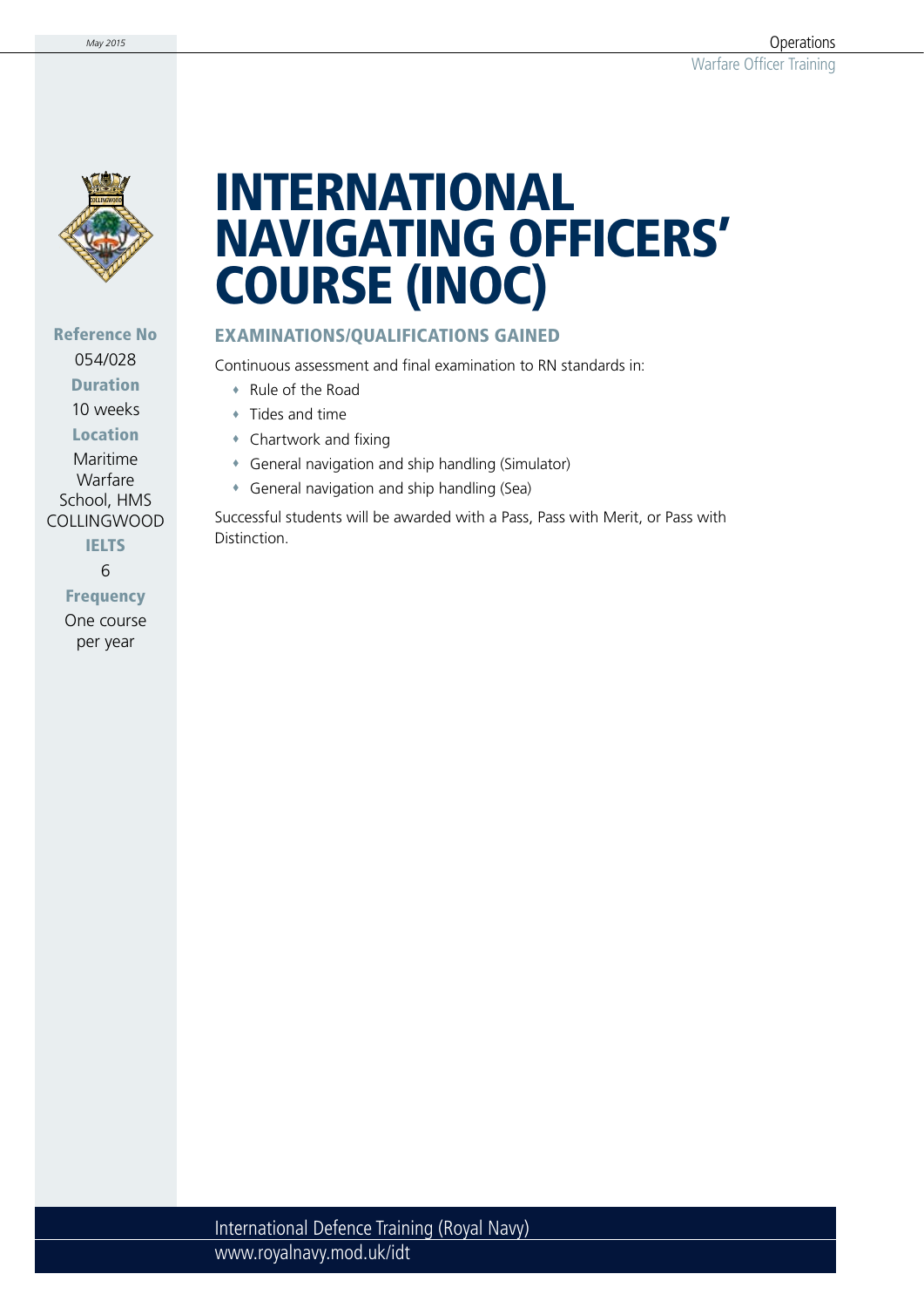# INTERNATIONAL NAVIGATING OFFICERS' COURSE (INOC)

**Reference No**
054/028

**Duration**
10 weeks

**Location**
Maritime Warfare School, HMS COLLINGWOOD

**IELTS**
6

**Frequency**
One course per year

## EXAMINATIONS/QUALIFICATIONS GAINED

Continuous assessment and final examination to RN standards in:

- Rule of the Road
- Tides and time
- Chartwork and fixing
- General navigation and ship handling (Simulator)
- General navigation and ship handling (Sea)

Successful students will be awarded with a Pass, Pass with Merit, or Pass with Distinction.